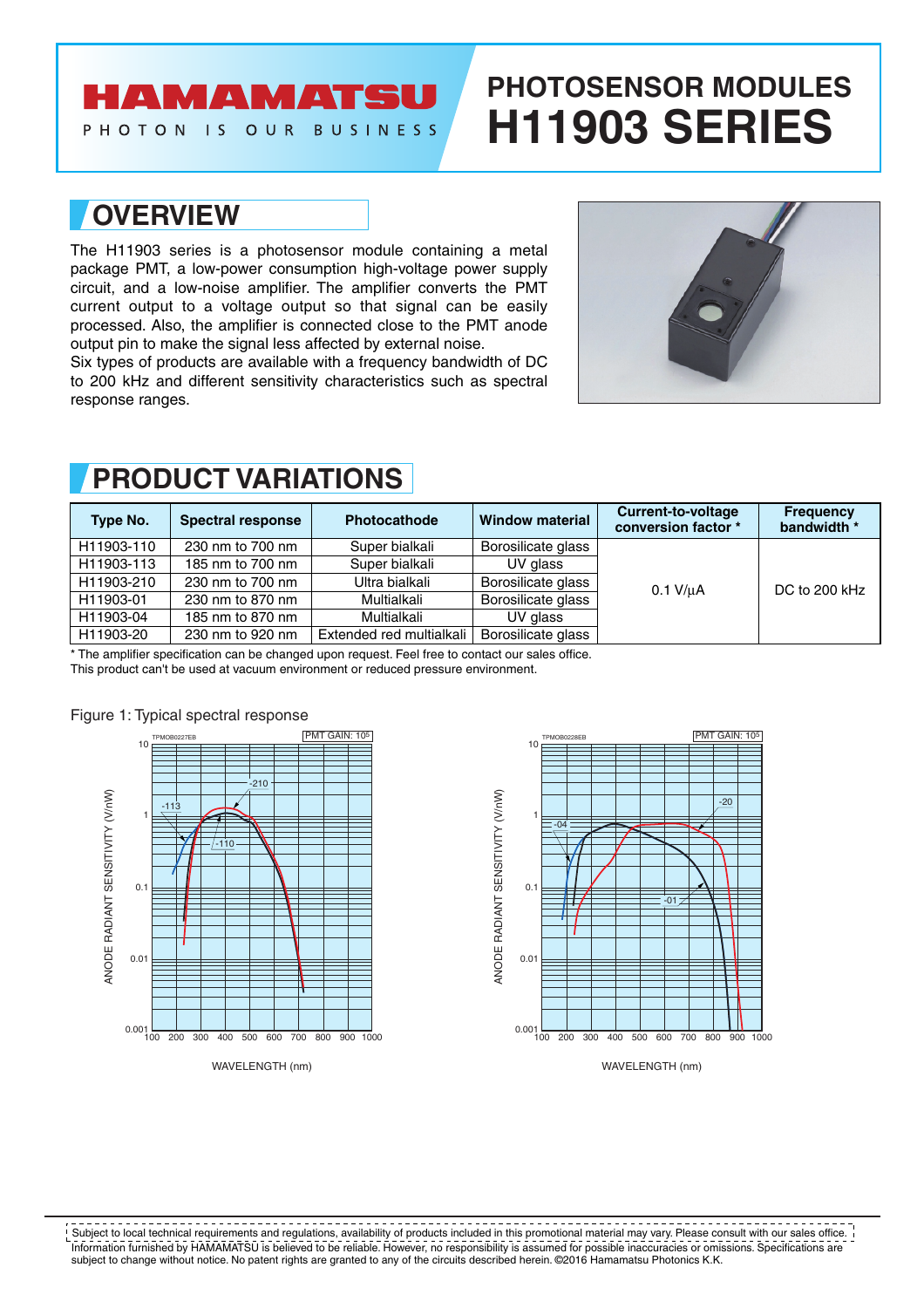# PHOTOSENSOR MODULES H11903 SERIES

## OVERVIEW

The H11903 series is a photosensor module containing a metal package PMT, a low-power consumption high-voltage power supply circuit, and a low-noise amplifier. The amplifier converts the PMT current output to a voltage output so that signal can be easily processed. Also, the amplifier is connected close to the PMT anode output pin to make the signal less affected by external noise.

Six types of products are available with a frequency bandwidth of DC to 200 kHz and different sensitivity characteristics such as spectral response ranges.

## PRODUCT VARIATIONS

| Type No. | Spectral response | Photocathode | Window material | Current-to-voltage conversion factor * | Frequency bandwidth * |
|---|---|---|---|---|---|
| H11903-110 | 230 nm to 700 nm | Super bialkali | Borosilicate glass | 0.1 V/μA | DC to 200 kHz |
| H11903-113 | 185 nm to 700 nm | Super bialkali | UV glass | | |
| H11903-210 | 230 nm to 700 nm | Ultra bialkali | Borosilicate glass | | |
| H11903-01 | 230 nm to 870 nm | Multialkali | Borosilicate glass | | |
| H11903-04 | 185 nm to 870 nm | Multialkali | UV glass | | |
| H11903-20 | 230 nm to 920 nm | Extended red multialkali | Borosilicate glass | | |

* The amplifier specification can be changed upon request. Feel free to contact our sales office.
This product can't be used at vacuum environment or reduced pressure environment.

Figure 1: Typical spectral response

Subject to local technical requirements and regulations, availability of products included in this promotional material may vary. Please consult with our sales office. Information furnished by HAMAMATSU is believed to be reliable. However, no responsibility is assumed for possible inaccuracies or omissions. Specifications are subject to change without notice. No patent rights are granted to any of the circuits described herein. ©2016 Hamamatsu Photonics K.K.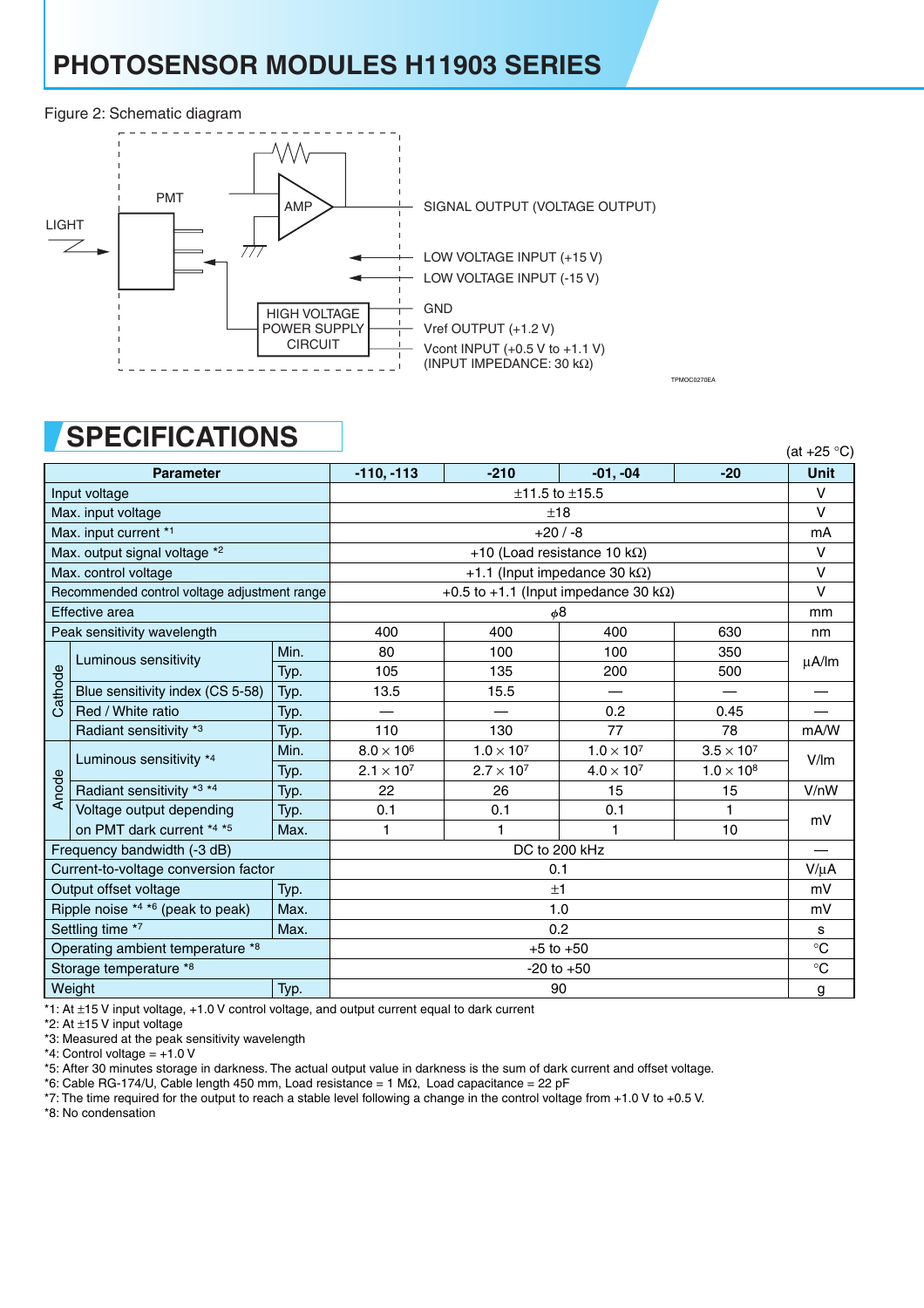# PHOTOSENSOR MODULES H11903 SERIES

Figure 2: Schematic diagram

LIGHT

PMT

AMP

HIGH VOLTAGE POWER SUPPLY CIRCUIT

SIGNAL OUTPUT (VOLTAGE OUTPUT)

LOW VOLTAGE INPUT (+15 V)

LOW VOLTAGE INPUT (-15 V)

GND

Vref OUTPUT (+1.2 V)

Vcont INPUT (+0.5 V to +1.1 V)
(INPUT IMPEDANCE: 30 kΩ)

TPMOC0270EA

## SPECIFICATIONS

(at +25 °C)

| Parameter | | | -110, -113 | -210 | -01, -04 | -20 | Unit |
|---|---|---|---|---|---|---|---|
| Input voltage | | | ±11.5 to ±15.5 | | | | V |
| Max. input voltage | | | ±18 | | | | V |
| Max. input current *1 | | | +20 / -8 | | | | mA |
| Max. output signal voltage *2 | | | +10 (Load resistance 10 kΩ) | | | | V |
| Max. control voltage | | | +1.1 (Input impedance 30 kΩ) | | | | V |
| Recommended control voltage adjustment range | | | +0.5 to +1.1 (Input impedance 30 kΩ) | | | | V |
| Effective area | | | φ8 | | | | mm |
| Peak sensitivity wavelength | | | 400 | 400 | 400 | 630 | nm |
| Cathode | Luminous sensitivity | Min. | 80 | 100 | 100 | 350 | μA/lm |
| | | Typ. | 105 | 135 | 200 | 500 | |
| | Blue sensitivity index (CS 5-58) | Typ. | 13.5 | 15.5 | — | — | — |
| | Red / White ratio | Typ. | — | — | 0.2 | 0.45 | — |
| | Radiant sensitivity *3 | Typ. | 110 | 130 | 77 | 78 | mA/W |
| Anode | Luminous sensitivity *4 | Min. | $8.0 \times 10^6$ | $1.0 \times 10^7$ | $1.0 \times 10^7$ | $3.5 \times 10^7$ | V/lm |
| | | Typ. | $2.1 \times 10^7$ | $2.7 \times 10^7$ | $4.0 \times 10^7$ | $1.0 \times 10^8$ | |
| | Radiant sensitivity *3 *4 | Typ. | 22 | 26 | 15 | 15 | V/nW |
| | Voltage output depending on PMT dark current *4 *5 | Typ. | 0.1 | 0.1 | 0.1 | 1 | mV |
| | | Max. | 1 | 1 | 1 | 10 | |
| Frequency bandwidth (-3 dB) | | | DC to 200 kHz | | | | — |
| Current-to-voltage conversion factor | | | 0.1 | | | | V/μA |
| Output offset voltage | | Typ. | ±1 | | | | mV |
| Ripple noise *4 *6 (peak to peak) | | Max. | 1.0 | | | | mV |
| Settling time *7 | | Max. | 0.2 | | | | s |
| Operating ambient temperature *8 | | | +5 to +50 | | | | °C |
| Storage temperature *8 | | | -20 to +50 | | | | °C |
| Weight | | Typ. | 90 | | | | g |

*1: At ±15 V input voltage, +1.0 V control voltage, and output current equal to dark current
*2: At ±15 V input voltage
*3: Measured at the peak sensitivity wavelength
*4: Control voltage = +1.0 V
*5: After 30 minutes storage in darkness. The actual output value in darkness is the sum of dark current and offset voltage.
*6: Cable RG-174/U, Cable length 450 mm, Load resistance = 1 MΩ, Load capacitance = 22 pF
*7: The time required for the output to reach a stable level following a change in the control voltage from +1.0 V to +0.5 V.
*8: No condensation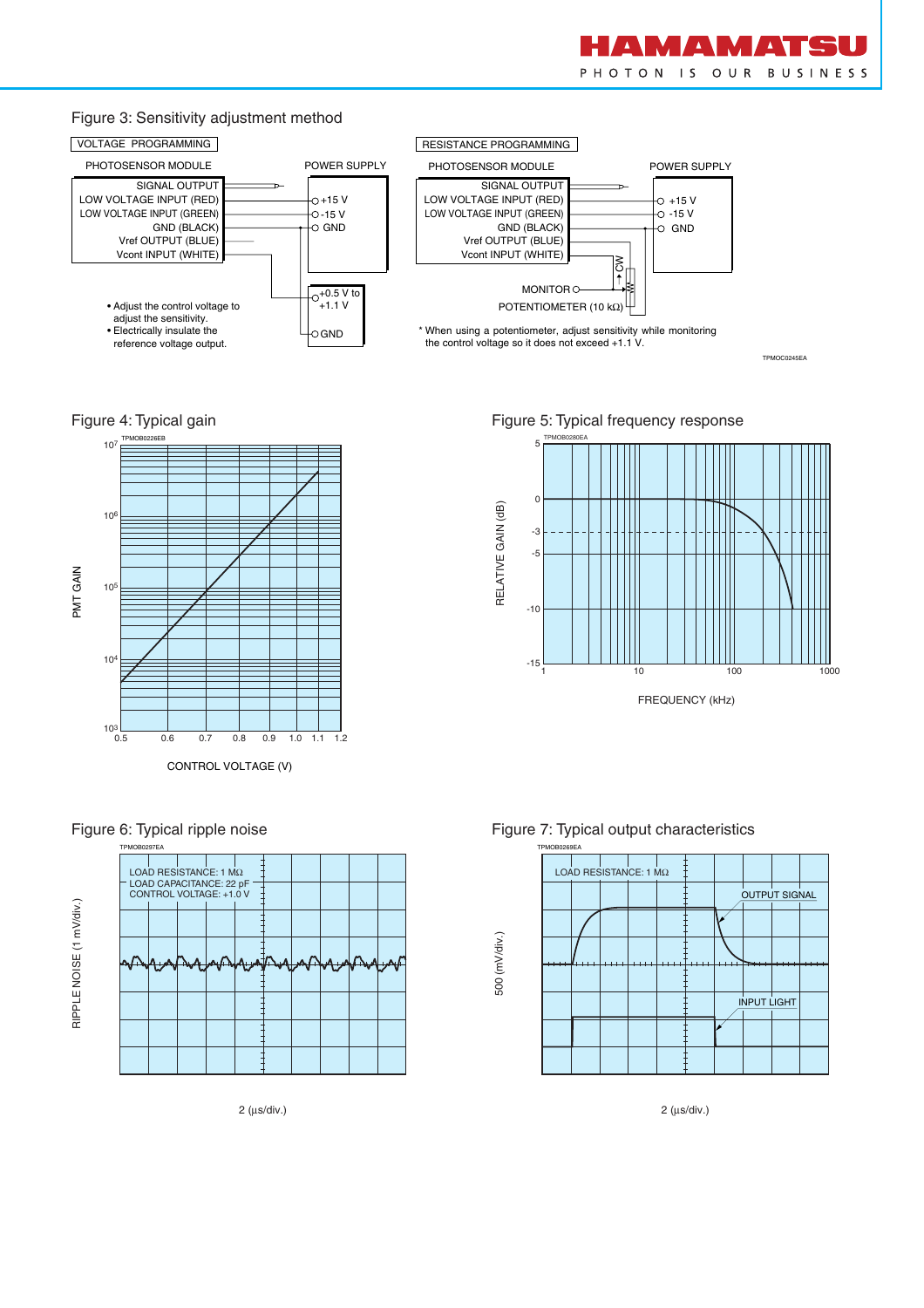## Figure 3: Sensitivity adjustment method

VOLTAGE PROGRAMMING

PHOTOSENSOR MODULE — POWER SUPPLY

SIGNAL OUTPUT
LOW VOLTAGE INPUT (RED) — +15 V
LOW VOLTAGE INPUT (GREEN) — -15 V
GND (BLACK) — GND
Vref OUTPUT (BLUE)
Vcont INPUT (WHITE) — +0.5 V to +1.1 V / GND

- Adjust the control voltage to adjust the sensitivity.
- Electrically insulate the reference voltage output.

RESISTANCE PROGRAMMING

PHOTOSENSOR MODULE — POWER SUPPLY

SIGNAL OUTPUT
LOW VOLTAGE INPUT (RED) — +15 V
LOW VOLTAGE INPUT (GREEN) — -15 V
GND (BLACK) — GND
Vref OUTPUT (BLUE)
Vcont INPUT (WHITE)

CW

MONITOR

POTENTIOMETER (10 kΩ)

* When using a potentiometer, adjust sensitivity while monitoring the control voltage so it does not exceed +1.1 V.

TPMOC0245EA

## Figure 4: Typical gain

TPMOB0226EB

PMT GAIN ($10^3$ to $10^7$) vs. CONTROL VOLTAGE (V) (0.5 to 1.2)

## Figure 5: Typical frequency response

TPMOB0280EA

RELATIVE GAIN (dB) vs. FREQUENCY (kHz)

## Figure 6: Typical ripple noise

TPMOB0297EA

LOAD RESISTANCE: 1 MΩ
LOAD CAPACITANCE: 22 pF
CONTROL VOLTAGE: +1.0 V

RIPPLE NOISE (1 mV/div.)

2 (µs/div.)

## Figure 7: Typical output characteristics

TPMOB0269EA

LOAD RESISTANCE: 1 MΩ

OUTPUT SIGNAL

INPUT LIGHT

500 (mV/div.)

2 (µs/div.)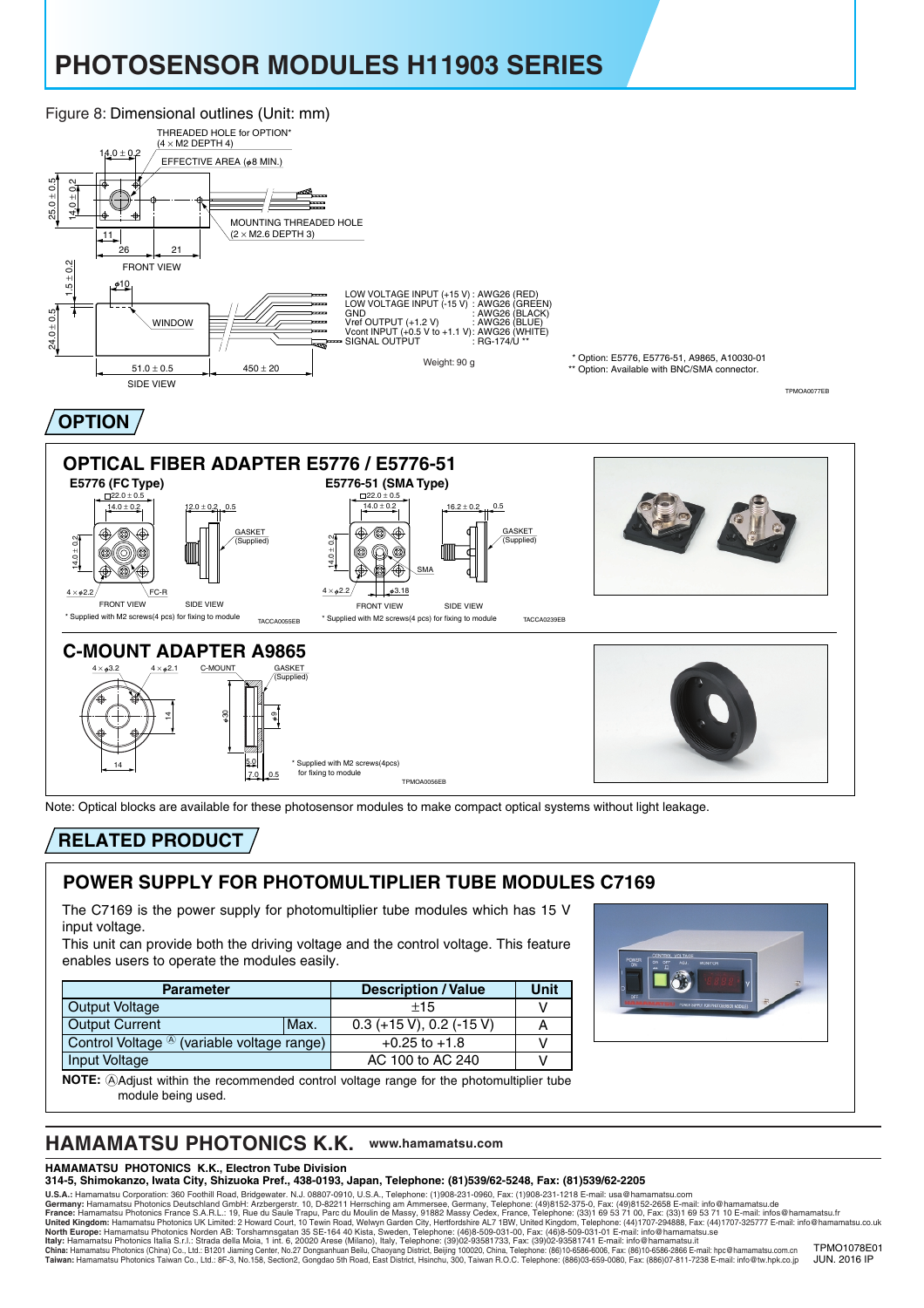# PHOTOSENSOR MODULES H11903 SERIES

Figure 8: Dimensional outlines (Unit: mm)

THREADED HOLE for OPTION*
(4 × M2 DEPTH 4)
14.0 ± 0.2
EFFECTIVE AREA (φ8 MIN.)
25.0 ± 0.5
14.0 ± 0.2
MOUNTING THREADED HOLE
(2 × M2.6 DEPTH 3)
11
26
21
FRONT VIEW
1.5 ± 0.2
φ10
24.0 ± 0.5
WINDOW
51.0 ± 0.5
450 ± 20
SIDE VIEW

LOW VOLTAGE INPUT (+15 V) : AWG26 (RED)
LOW VOLTAGE INPUT (-15 V) : AWG26 (GREEN)
GND : AWG26 (BLACK)
Vref OUTPUT (+1.2 V) : AWG26 (BLUE)
Vcont INPUT (+0.5 V to +1.1 V): AWG26 (WHITE)
SIGNAL OUTPUT : RG-174/U **

Weight: 90 g

\* Option: E5776, E5776-51, A9865, A10030-01
\*\* Option: Available with BNC/SMA connector.

TPMOA0077EB

## OPTION

### OPTICAL FIBER ADAPTER E5776 / E5776-51

**E5776 (FC Type)**

□22.0 ± 0.5
14.0 ± 0.2
12.0 ± 0.2
0.5
GASKET (Supplied)
14.0 ± 0.2
4 × φ2.2
FC-R
FRONT VIEW
SIDE VIEW
\* Supplied with M2 screws(4 pcs) for fixing to module
TACCA0055EB

**E5776-51 (SMA Type)**

□22.0 ± 0.5
14.0 ± 0.2
16.2 ± 0.2
0.5
GASKET (Supplied)
14.0 ± 0.2
SMA
4 × φ2.2
φ3.18
FRONT VIEW
SIDE VIEW
\* Supplied with M2 screws(4 pcs) for fixing to module
TACCA0239EB

### C-MOUNT ADAPTER A9865

4 × φ3.2
4 × φ2.1
C-MOUNT
GASKET (Supplied)
14
14
φ30
φ9
5.0
7.0
0.5
\* Supplied with M2 screws(4pcs) for fixing to module
TPMOA0056EB

Note: Optical blocks are available for these photosensor modules to make compact optical systems without light leakage.

## RELATED PRODUCT

### POWER SUPPLY FOR PHOTOMULTIPLIER TUBE MODULES C7169

The C7169 is the power supply for photomultiplier tube modules which has 15 V input voltage.
This unit can provide both the driving voltage and the control voltage. This feature enables users to operate the modules easily.

| Parameter | | Description / Value | Unit |
|---|---|---|---|
| Output Voltage | | ±15 | V |
| Output Current | Max. | 0.3 (+15 V), 0.2 (-15 V) | A |
| Control Voltage Ⓐ (variable voltage range) | | +0.25 to +1.8 | V |
| Input Voltage | | AC 100 to AC 240 | V |

**NOTE:** ⒶAdjust within the recommended control voltage range for the photomultiplier tube module being used.

## HAMAMATSU PHOTONICS K.K. www.hamamatsu.com

**HAMAMATSU PHOTONICS K.K., Electron Tube Division**
**314-5, Shimokanzo, Iwata City, Shizuoka Pref., 438-0193, Japan, Telephone: (81)539/62-5248, Fax: (81)539/62-2205**

**U.S.A.:** Hamamatsu Corporation: 360 Foothill Road, Bridgewater. N.J. 08807-0910, U.S.A., Telephone: (1)908-231-0960, Fax: (1)908-231-1218 E-mail: usa@hamamatsu.com
**Germany:** Hamamatsu Photonics Deutschland GmbH: Arzbergerstr. 10, D-82211 Herrsching am Ammersee, Germany, Telephone: (49)8152-375-0, Fax: (49)8152-2658 E-mail: info@hamamatsu.de
**France:** Hamamatsu Photonics France S.A.R.L.: 19, Rue du Saule Trapu, Parc du Moulin de Massy, 91882 Massy Cedex, France, Telephone: (33)1 69 53 71 00, Fax: (33)1 69 53 71 10 E-mail: infos@hamamatsu.fr
**United Kingdom:** Hamamatsu Photonics UK Limited: 2 Howard Court, 10 Tewin Road, Welwyn Garden City, Hertfordshire AL7 1BW, United Kingdom, Telephone: (44)1707-294888, Fax: (44)1707-325777 E-mail: info@hamamatsu.co.uk
**North Europe:** Hamamatsu Photonics Norden AB: Torshamnsgatan 35 SE-164 40 Kista, Sweden, Telephone: (46)8-509-031-00, Fax: (46)8-509-031-01 E-mail: info@hamamatsu.se
**Italy:** Hamamatsu Photonics Italia S.r.l.: Strada della Moia, 1 int. 6, 20020 Arese (Milano), Italy, Telephone: (39)02-93581733, Fax: (39)02-93581741 E-mail: info@hamamatsu.it
**China:** Hamamatsu Photonics (China) Co., Ltd.: B1201 Jiaming Center, No.27 Dongsanhuan Beilu, Chaoyang District, Beijing 100020, China, Telephone: (86)10-6586-6006, Fax: (86)10-6586-2866 E-mail: hpc@hamamatsu.com.cn
**Taiwan:** Hamamatsu Photonics Taiwan Co., Ltd.: 8F-3, No.158, Section2, Gongdao 5th Road, East District, Hsinchu, 300, Taiwan R.O.C. Telephone: (886)03-659-0080, Fax: (886)07-811-7238 E-mail: info@tw.hpk.co.jp

TPMO1078E01
JUN. 2016 IP